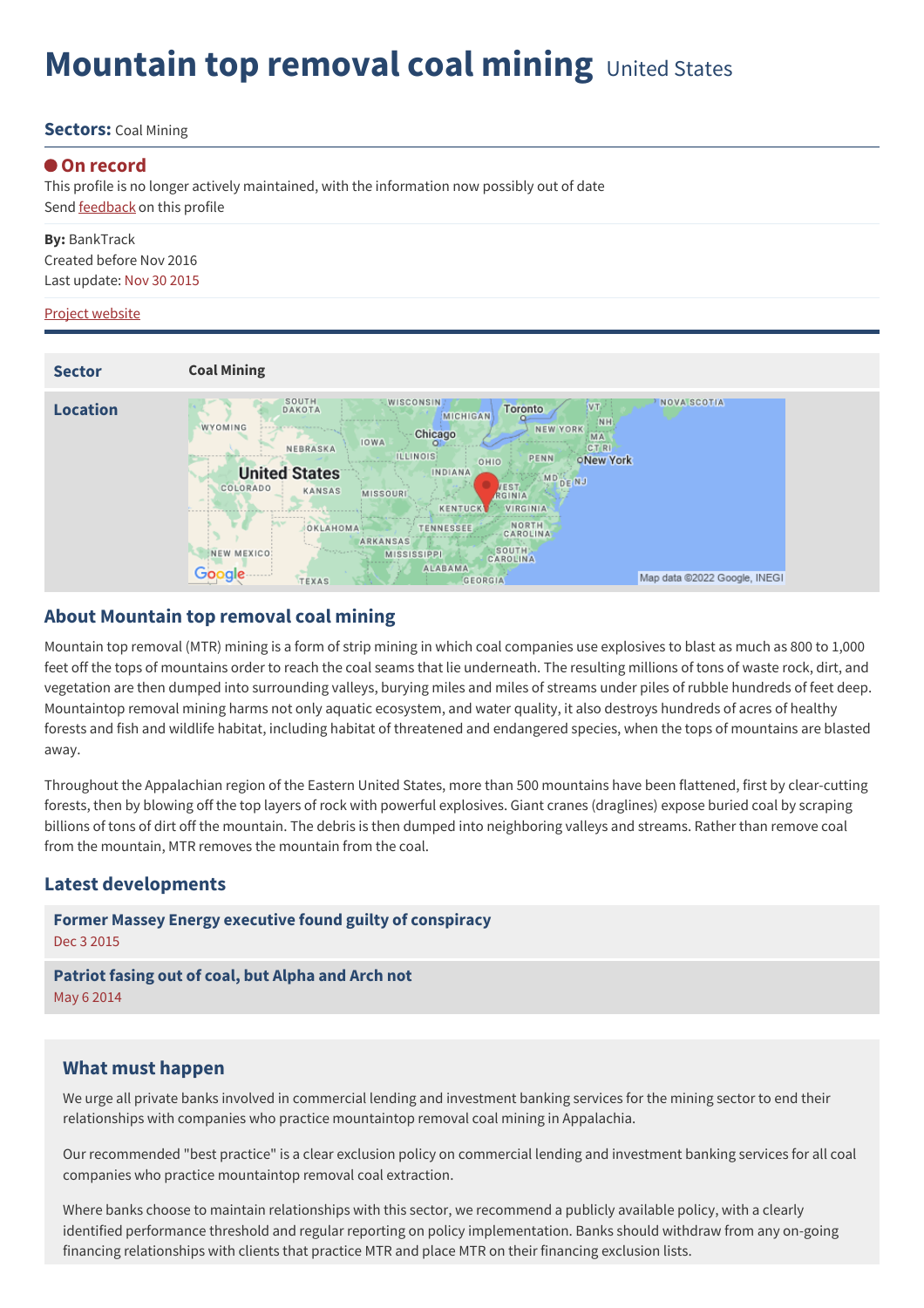# Mountain top removal coal mining United States

**Sectors:** Coal Mining

**On record**

This profile is no longer actively maintained, with the information now possibly out of date

Send feedback on this profile

**By:** BankTrack

Created before Nov 2016

Last update: Nov 30 2015

Project website

| Sector | Coal Mining |
| --- | --- |
| Location | |

## About Mountain top removal coal mining

Mountain top removal (MTR) mining is a form of strip mining in which coal companies use explosives to blast as much as 800 to 1,000 feet off the tops of mountains order to reach the coal seams that lie underneath. The resulting millions of tons of waste rock, dirt, and vegetation are then dumped into surrounding valleys, burying miles and miles of streams under piles of rubble hundreds of feet deep. Mountaintop removal mining harms not only aquatic ecosystem, and water quality, it also destroys hundreds of acres of healthy forests and fish and wildlife habitat, including habitat of threatened and endangered species, when the tops of mountains are blasted away.

Throughout the Appalachian region of the Eastern United States, more than 500 mountains have been flattened, first by clear-cutting forests, then by blowing off the top layers of rock with powerful explosives. Giant cranes (draglines) expose buried coal by scraping billions of tons of dirt off the mountain. The debris is then dumped into neighboring valleys and streams. Rather than remove coal from the mountain, MTR removes the mountain from the coal.

## Latest developments

**Former Massey Energy executive found guilty of conspiracy**
Dec 3 2015

**Patriot fasing out of coal, but Alpha and Arch not**
May 6 2014

## What must happen

We urge all private banks involved in commercial lending and investment banking services for the mining sector to end their relationships with companies who practice mountaintop removal coal mining in Appalachia.

Our recommended "best practice" is a clear exclusion policy on commercial lending and investment banking services for all coal companies who practice mountaintop removal coal extraction.

Where banks choose to maintain relationships with this sector, we recommend a publicly available policy, with a clearly identified performance threshold and regular reporting on policy implementation. Banks should withdraw from any on-going financing relationships with clients that practice MTR and place MTR on their financing exclusion lists.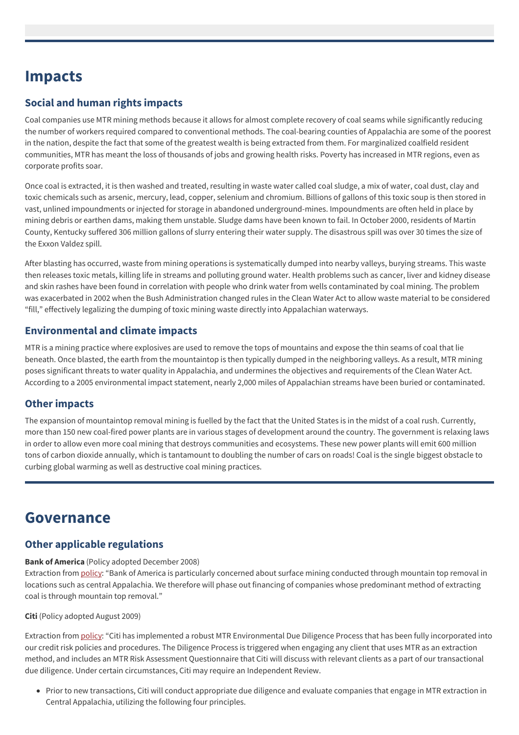# Impacts

## Social and human rights impacts

Coal companies use MTR mining methods because it allows for almost complete recovery of coal seams while significantly reducing the number of workers required compared to conventional methods. The coal-bearing counties of Appalachia are some of the poorest in the nation, despite the fact that some of the greatest wealth is being extracted from them. For marginalized coalfield resident communities, MTR has meant the loss of thousands of jobs and growing health risks. Poverty has increased in MTR regions, even as corporate profits soar.

Once coal is extracted, it is then washed and treated, resulting in waste water called coal sludge, a mix of water, coal dust, clay and toxic chemicals such as arsenic, mercury, lead, copper, selenium and chromium. Billions of gallons of this toxic soup is then stored in vast, unlined impoundments or injected for storage in abandoned underground-mines. Impoundments are often held in place by mining debris or earthen dams, making them unstable. Sludge dams have been known to fail. In October 2000, residents of Martin County, Kentucky suffered 306 million gallons of slurry entering their water supply. The disastrous spill was over 30 times the size of the Exxon Valdez spill.

After blasting has occurred, waste from mining operations is systematically dumped into nearby valleys, burying streams. This waste then releases toxic metals, killing life in streams and polluting ground water. Health problems such as cancer, liver and kidney disease and skin rashes have been found in correlation with people who drink water from wells contaminated by coal mining. The problem was exacerbated in 2002 when the Bush Administration changed rules in the Clean Water Act to allow waste material to be considered "fill," effectively legalizing the dumping of toxic mining waste directly into Appalachian waterways.

## Environmental and climate impacts

MTR is a mining practice where explosives are used to remove the tops of mountains and expose the thin seams of coal that lie beneath. Once blasted, the earth from the mountaintop is then typically dumped in the neighboring valleys. As a result, MTR mining poses significant threats to water quality in Appalachia, and undermines the objectives and requirements of the Clean Water Act. According to a 2005 environmental impact statement, nearly 2,000 miles of Appalachian streams have been buried or contaminated.

## Other impacts

The expansion of mountaintop removal mining is fuelled by the fact that the United States is in the midst of a coal rush. Currently, more than 150 new coal-fired power plants are in various stages of development around the country. The government is relaxing laws in order to allow even more coal mining that destroys communities and ecosystems. These new power plants will emit 600 million tons of carbon dioxide annually, which is tantamount to doubling the number of cars on roads! Coal is the single biggest obstacle to curbing global warming as well as destructive coal mining practices.

# Governance

## Other applicable regulations

**Bank of America** (Policy adopted December 2008)
Extraction from policy: "Bank of America is particularly concerned about surface mining conducted through mountain top removal in locations such as central Appalachia. We therefore will phase out financing of companies whose predominant method of extracting coal is through mountain top removal."

**Citi** (Policy adopted August 2009)

Extraction from policy: "Citi has implemented a robust MTR Environmental Due Diligence Process that has been fully incorporated into our credit risk policies and procedures. The Diligence Process is triggered when engaging any client that uses MTR as an extraction method, and includes an MTR Risk Assessment Questionnaire that Citi will discuss with relevant clients as a part of our transactional due diligence. Under certain circumstances, Citi may require an Independent Review.

- Prior to new transactions, Citi will conduct appropriate due diligence and evaluate companies that engage in MTR extraction in Central Appalachia, utilizing the following four principles.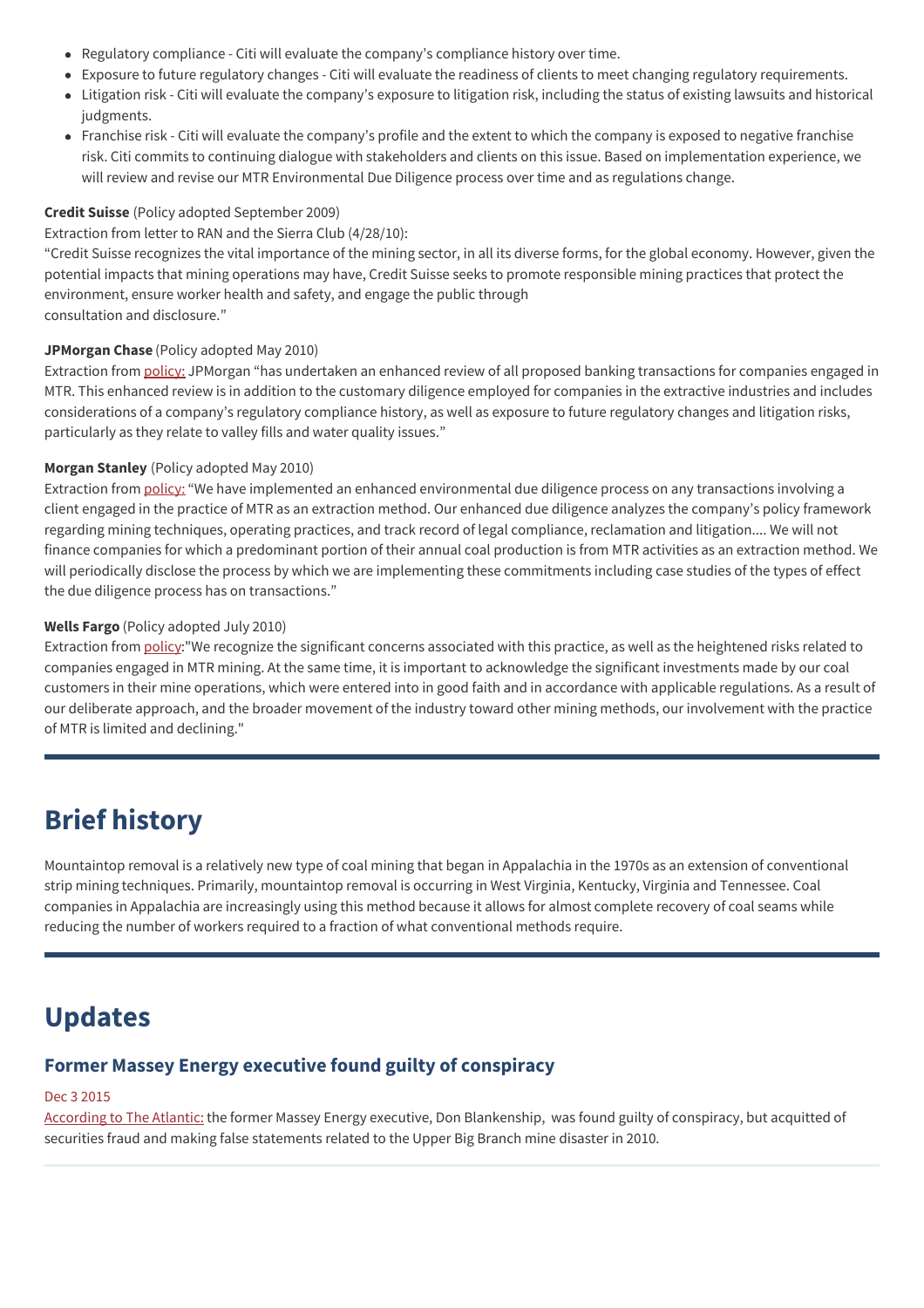- Regulatory compliance - Citi will evaluate the company's compliance history over time.
- Exposure to future regulatory changes - Citi will evaluate the readiness of clients to meet changing regulatory requirements.
- Litigation risk - Citi will evaluate the company's exposure to litigation risk, including the status of existing lawsuits and historical judgments.
- Franchise risk - Citi will evaluate the company's profile and the extent to which the company is exposed to negative franchise risk. Citi commits to continuing dialogue with stakeholders and clients on this issue. Based on implementation experience, we will review and revise our MTR Environmental Due Diligence process over time and as regulations change.

**Credit Suisse** (Policy adopted September 2009)
Extraction from letter to RAN and the Sierra Club (4/28/10):
"Credit Suisse recognizes the vital importance of the mining sector, in all its diverse forms, for the global economy. However, given the potential impacts that mining operations may have, Credit Suisse seeks to promote responsible mining practices that protect the environment, ensure worker health and safety, and engage the public through consultation and disclosure."

**JPMorgan Chase** (Policy adopted May 2010)
Extraction from policy: JPMorgan "has undertaken an enhanced review of all proposed banking transactions for companies engaged in MTR. This enhanced review is in addition to the customary diligence employed for companies in the extractive industries and includes considerations of a company's regulatory compliance history, as well as exposure to future regulatory changes and litigation risks, particularly as they relate to valley fills and water quality issues."

**Morgan Stanley** (Policy adopted May 2010)
Extraction from policy: "We have implemented an enhanced environmental due diligence process on any transactions involving a client engaged in the practice of MTR as an extraction method. Our enhanced due diligence analyzes the company's policy framework regarding mining techniques, operating practices, and track record of legal compliance, reclamation and litigation.... We will not finance companies for which a predominant portion of their annual coal production is from MTR activities as an extraction method. We will periodically disclose the process by which we are implementing these commitments including case studies of the types of effect the due diligence process has on transactions."

**Wells Fargo** (Policy adopted July 2010)
Extraction from policy:"We recognize the significant concerns associated with this practice, as well as the heightened risks related to companies engaged in MTR mining. At the same time, it is important to acknowledge the significant investments made by our coal customers in their mine operations, which were entered into in good faith and in accordance with applicable regulations. As a result of our deliberate approach, and the broader movement of the industry toward other mining methods, our involvement with the practice of MTR is limited and declining."

## Brief history

Mountaintop removal is a relatively new type of coal mining that began in Appalachia in the 1970s as an extension of conventional strip mining techniques. Primarily, mountaintop removal is occurring in West Virginia, Kentucky, Virginia and Tennessee. Coal companies in Appalachia are increasingly using this method because it allows for almost complete recovery of coal seams while reducing the number of workers required to a fraction of what conventional methods require.

## Updates

### Former Massey Energy executive found guilty of conspiracy

Dec 3 2015

According to The Atlantic: the former Massey Energy executive, Don Blankenship, was found guilty of conspiracy, but acquitted of securities fraud and making false statements related to the Upper Big Branch mine disaster in 2010.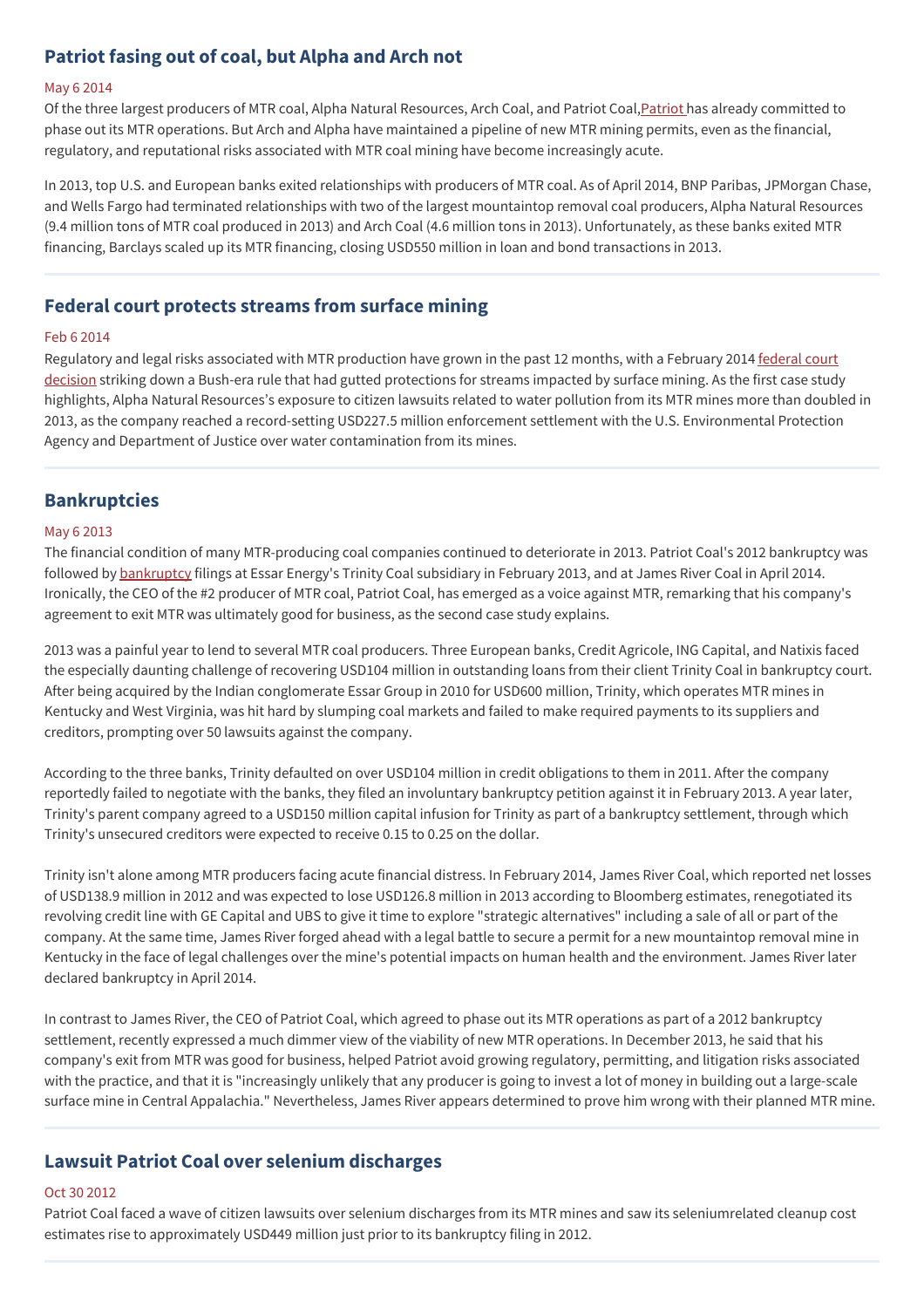## Patriot fasing out of coal, but Alpha and Arch not

May 6 2014

Of the three largest producers of MTR coal, Alpha Natural Resources, Arch Coal, and Patriot Coal,Patriot has already committed to phase out its MTR operations. But Arch and Alpha have maintained a pipeline of new MTR mining permits, even as the financial, regulatory, and reputational risks associated with MTR coal mining have become increasingly acute.

In 2013, top U.S. and European banks exited relationships with producers of MTR coal. As of April 2014, BNP Paribas, JPMorgan Chase, and Wells Fargo had terminated relationships with two of the largest mountaintop removal coal producers, Alpha Natural Resources (9.4 million tons of MTR coal produced in 2013) and Arch Coal (4.6 million tons in 2013). Unfortunately, as these banks exited MTR financing, Barclays scaled up its MTR financing, closing USD550 million in loan and bond transactions in 2013.

---

## Federal court protects streams from surface mining

Feb 6 2014

Regulatory and legal risks associated with MTR production have grown in the past 12 months, with a February 2014 federal court decision striking down a Bush-era rule that had gutted protections for streams impacted by surface mining. As the first case study highlights, Alpha Natural Resources's exposure to citizen lawsuits related to water pollution from its MTR mines more than doubled in 2013, as the company reached a record-setting USD227.5 million enforcement settlement with the U.S. Environmental Protection Agency and Department of Justice over water contamination from its mines.

---

## Bankruptcies

May 6 2013

The financial condition of many MTR-producing coal companies continued to deteriorate in 2013. Patriot Coal's 2012 bankruptcy was followed by bankruptcy filings at Essar Energy's Trinity Coal subsidiary in February 2013, and at James River Coal in April 2014. Ironically, the CEO of the #2 producer of MTR coal, Patriot Coal, has emerged as a voice against MTR, remarking that his company's agreement to exit MTR was ultimately good for business, as the second case study explains.

2013 was a painful year to lend to several MTR coal producers. Three European banks, Credit Agricole, ING Capital, and Natixis faced the especially daunting challenge of recovering USD104 million in outstanding loans from their client Trinity Coal in bankruptcy court. After being acquired by the Indian conglomerate Essar Group in 2010 for USD600 million, Trinity, which operates MTR mines in Kentucky and West Virginia, was hit hard by slumping coal markets and failed to make required payments to its suppliers and creditors, prompting over 50 lawsuits against the company.

According to the three banks, Trinity defaulted on over USD104 million in credit obligations to them in 2011. After the company reportedly failed to negotiate with the banks, they filed an involuntary bankruptcy petition against it in February 2013. A year later, Trinity's parent company agreed to a USD150 million capital infusion for Trinity as part of a bankruptcy settlement, through which Trinity's unsecured creditors were expected to receive 0.15 to 0.25 on the dollar.

Trinity isn't alone among MTR producers facing acute financial distress. In February 2014, James River Coal, which reported net losses of USD138.9 million in 2012 and was expected to lose USD126.8 million in 2013 according to Bloomberg estimates, renegotiated its revolving credit line with GE Capital and UBS to give it time to explore "strategic alternatives" including a sale of all or part of the company. At the same time, James River forged ahead with a legal battle to secure a permit for a new mountaintop removal mine in Kentucky in the face of legal challenges over the mine's potential impacts on human health and the environment. James River later declared bankruptcy in April 2014.

In contrast to James River, the CEO of Patriot Coal, which agreed to phase out its MTR operations as part of a 2012 bankruptcy settlement, recently expressed a much dimmer view of the viability of new MTR operations. In December 2013, he said that his company's exit from MTR was good for business, helped Patriot avoid growing regulatory, permitting, and litigation risks associated with the practice, and that it is "increasingly unlikely that any producer is going to invest a lot of money in building out a large-scale surface mine in Central Appalachia." Nevertheless, James River appears determined to prove him wrong with their planned MTR mine.

---

## Lawsuit Patriot Coal over selenium discharges

Oct 30 2012

Patriot Coal faced a wave of citizen lawsuits over selenium discharges from its MTR mines and saw its seleniumrelated cleanup cost estimates rise to approximately USD449 million just prior to its bankruptcy filing in 2012.

---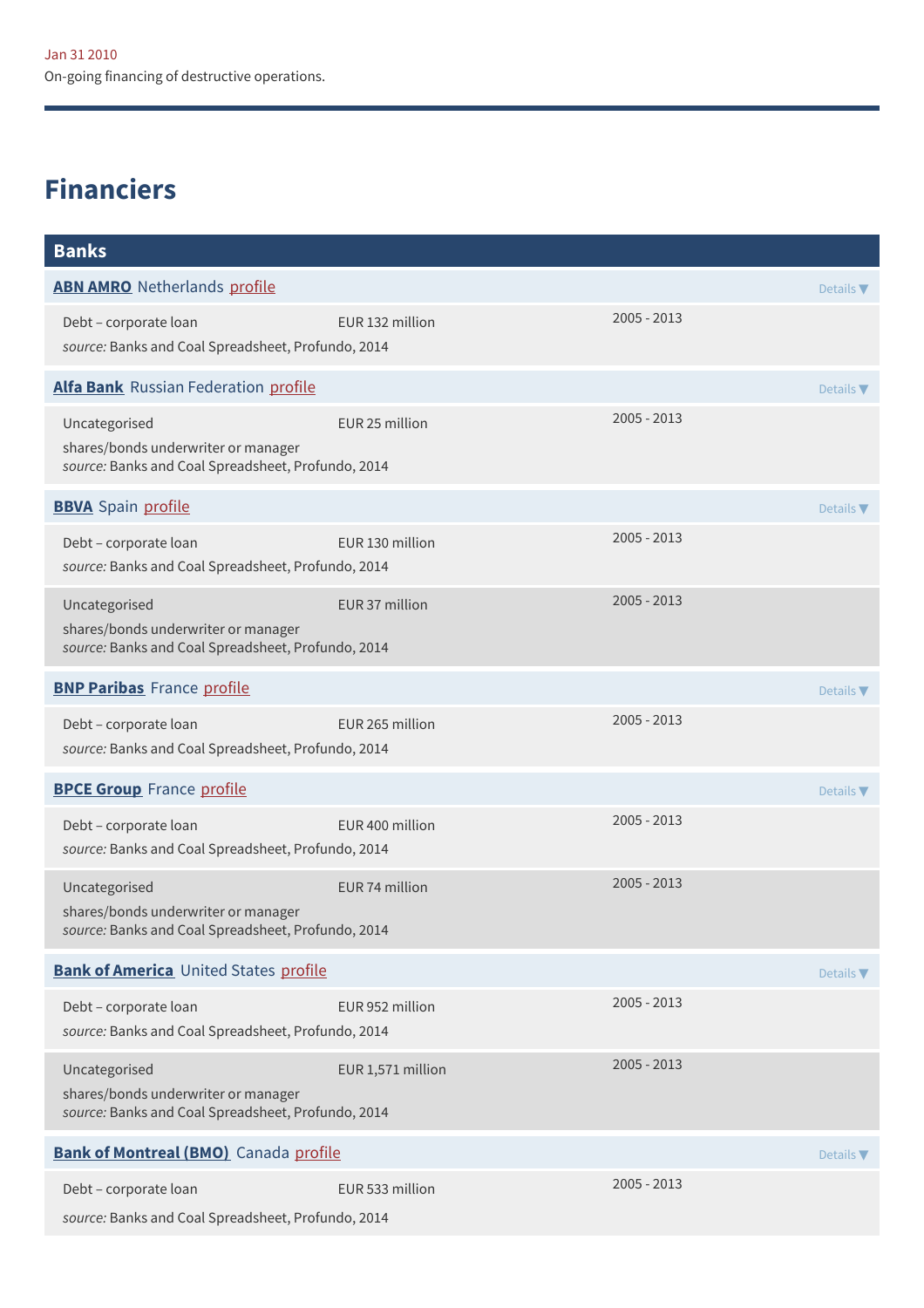Jan 31 2010

On-going financing of destructive operations.

---

## Financiers

### Banks

**ABN AMRO** Netherlands profile

Details ▼

| | | |
|---|---|---|
| Debt – corporate loan | EUR 132 million | 2005 - 2013 |

*source:* Banks and Coal Spreadsheet, Profundo, 2014

**Alfa Bank** Russian Federation profile

Details ▼

| | | |
|---|---|---|
| Uncategorised | EUR 25 million | 2005 - 2013 |

shares/bonds underwriter or manager
*source:* Banks and Coal Spreadsheet, Profundo, 2014

**BBVA** Spain profile

Details ▼

| | | |
|---|---|---|
| Debt – corporate loan | EUR 130 million | 2005 - 2013 |

*source:* Banks and Coal Spreadsheet, Profundo, 2014

| | | |
|---|---|---|
| Uncategorised | EUR 37 million | 2005 - 2013 |

shares/bonds underwriter or manager
*source:* Banks and Coal Spreadsheet, Profundo, 2014

**BNP Paribas** France profile

Details ▼

| | | |
|---|---|---|
| Debt – corporate loan | EUR 265 million | 2005 - 2013 |

*source:* Banks and Coal Spreadsheet, Profundo, 2014

**BPCE Group** France profile

Details ▼

| | | |
|---|---|---|
| Debt – corporate loan | EUR 400 million | 2005 - 2013 |

*source:* Banks and Coal Spreadsheet, Profundo, 2014

| | | |
|---|---|---|
| Uncategorised | EUR 74 million | 2005 - 2013 |

shares/bonds underwriter or manager
*source:* Banks and Coal Spreadsheet, Profundo, 2014

**Bank of America** United States profile

Details ▼

| | | |
|---|---|---|
| Debt – corporate loan | EUR 952 million | 2005 - 2013 |

*source:* Banks and Coal Spreadsheet, Profundo, 2014

| | | |
|---|---|---|
| Uncategorised | EUR 1,571 million | 2005 - 2013 |

shares/bonds underwriter or manager
*source:* Banks and Coal Spreadsheet, Profundo, 2014

**Bank of Montreal (BMO)** Canada profile

Details ▼

| | | |
|---|---|---|
| Debt – corporate loan | EUR 533 million | 2005 - 2013 |

*source:* Banks and Coal Spreadsheet, Profundo, 2014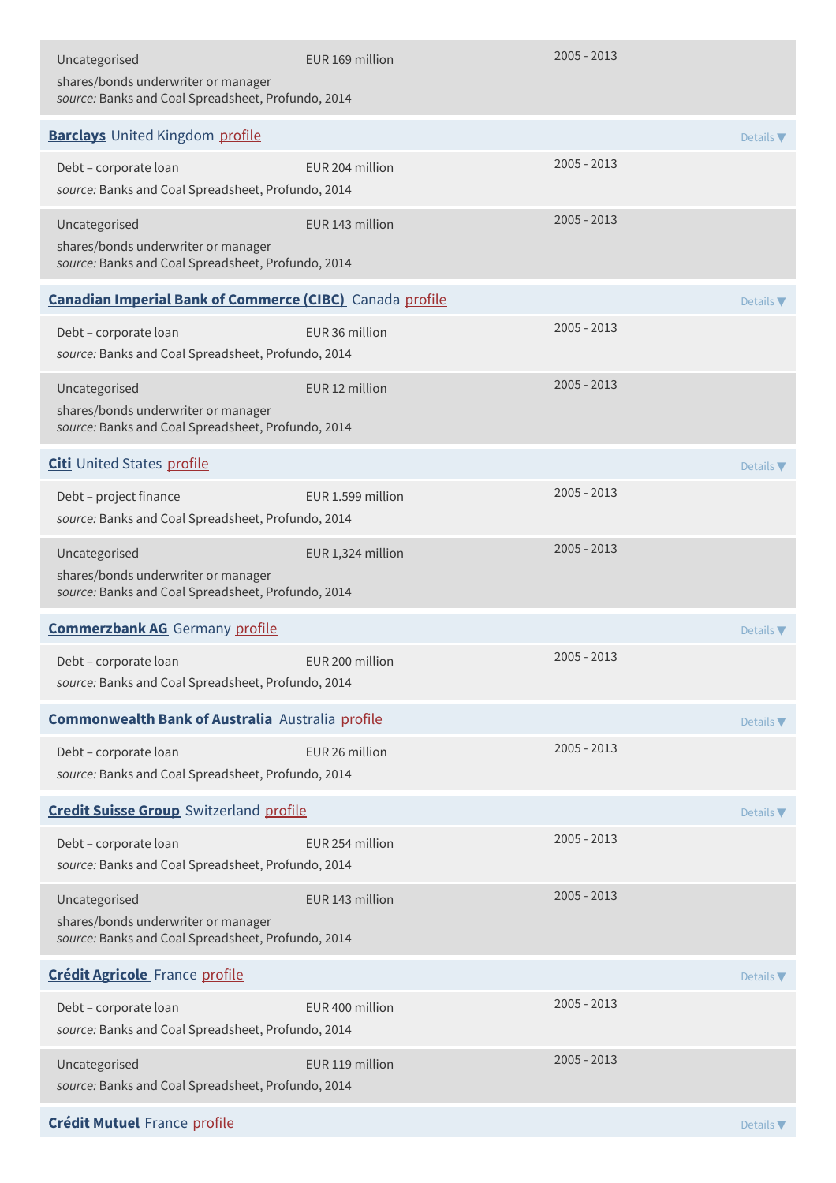Uncategorised | EUR 169 million | 2005 - 2013
shares/bonds underwriter or manager
*source:* Banks and Coal Spreadsheet, Profundo, 2014

**Barclays** United Kingdom profile — Details ▼

Debt – corporate loan | EUR 204 million | 2005 - 2013
*source:* Banks and Coal Spreadsheet, Profundo, 2014

Uncategorised | EUR 143 million | 2005 - 2013
shares/bonds underwriter or manager
*source:* Banks and Coal Spreadsheet, Profundo, 2014

**Canadian Imperial Bank of Commerce (CIBC)** Canada profile — Details ▼

Debt – corporate loan | EUR 36 million | 2005 - 2013
*source:* Banks and Coal Spreadsheet, Profundo, 2014

Uncategorised | EUR 12 million | 2005 - 2013
shares/bonds underwriter or manager
*source:* Banks and Coal Spreadsheet, Profundo, 2014

**Citi** United States profile — Details ▼

Debt – project finance | EUR 1.599 million | 2005 - 2013
*source:* Banks and Coal Spreadsheet, Profundo, 2014

Uncategorised | EUR 1,324 million | 2005 - 2013
shares/bonds underwriter or manager
*source:* Banks and Coal Spreadsheet, Profundo, 2014

**Commerzbank AG** Germany profile — Details ▼

Debt – corporate loan | EUR 200 million | 2005 - 2013
*source:* Banks and Coal Spreadsheet, Profundo, 2014

**Commonwealth Bank of Australia** Australia profile — Details ▼

Debt – corporate loan | EUR 26 million | 2005 - 2013
*source:* Banks and Coal Spreadsheet, Profundo, 2014

**Credit Suisse Group** Switzerland profile — Details ▼

Debt – corporate loan | EUR 254 million | 2005 - 2013
*source:* Banks and Coal Spreadsheet, Profundo, 2014

Uncategorised | EUR 143 million | 2005 - 2013
shares/bonds underwriter or manager
*source:* Banks and Coal Spreadsheet, Profundo, 2014

**Crédit Agricole** France profile — Details ▼

Debt – corporate loan | EUR 400 million | 2005 - 2013
*source:* Banks and Coal Spreadsheet, Profundo, 2014

Uncategorised | EUR 119 million | 2005 - 2013
*source:* Banks and Coal Spreadsheet, Profundo, 2014

**Crédit Mutuel** France profile — Details ▼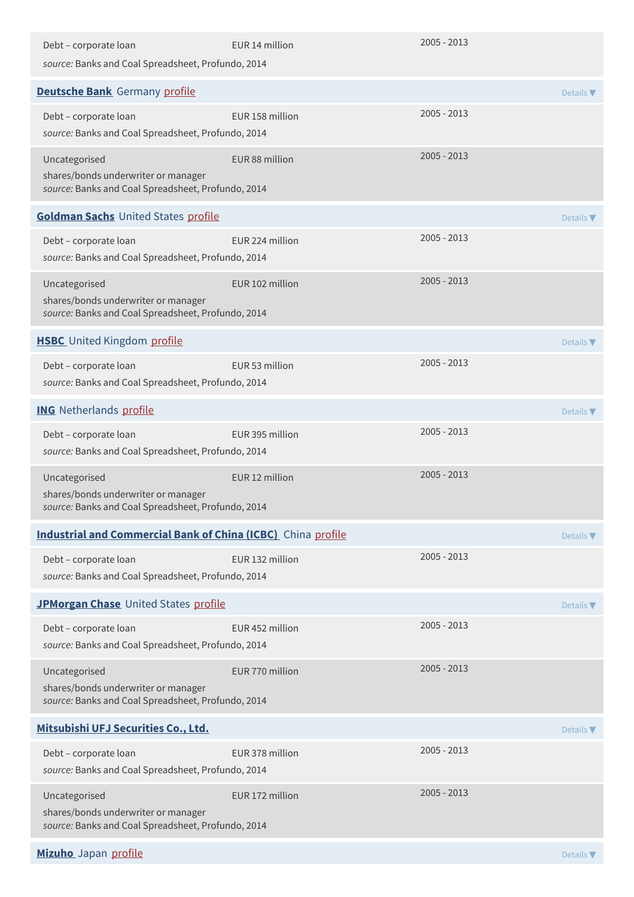Debt – corporate loan EUR 14 million 2005 - 2013

*source:* Banks and Coal Spreadsheet, Profundo, 2014

**Deutsche Bank** Germany profile

Details ▼

Debt – corporate loan EUR 158 million 2005 - 2013

*source:* Banks and Coal Spreadsheet, Profundo, 2014

Uncategorised EUR 88 million 2005 - 2013

shares/bonds underwriter or manager

*source:* Banks and Coal Spreadsheet, Profundo, 2014

**Goldman Sachs** United States profile

Details ▼

Debt – corporate loan EUR 224 million 2005 - 2013

*source:* Banks and Coal Spreadsheet, Profundo, 2014

Uncategorised EUR 102 million 2005 - 2013

shares/bonds underwriter or manager

*source:* Banks and Coal Spreadsheet, Profundo, 2014

**HSBC** United Kingdom profile

Details ▼

Debt – corporate loan EUR 53 million 2005 - 2013

*source:* Banks and Coal Spreadsheet, Profundo, 2014

**ING** Netherlands profile

Details ▼

Debt – corporate loan EUR 395 million 2005 - 2013

*source:* Banks and Coal Spreadsheet, Profundo, 2014

Uncategorised EUR 12 million 2005 - 2013

shares/bonds underwriter or manager

*source:* Banks and Coal Spreadsheet, Profundo, 2014

**Industrial and Commercial Bank of China (ICBC)** China profile

Details ▼

Debt – corporate loan EUR 132 million 2005 - 2013

*source:* Banks and Coal Spreadsheet, Profundo, 2014

**JPMorgan Chase** United States profile

Details ▼

Debt – corporate loan EUR 452 million 2005 - 2013

*source:* Banks and Coal Spreadsheet, Profundo, 2014

Uncategorised EUR 770 million 2005 - 2013

shares/bonds underwriter or manager

*source:* Banks and Coal Spreadsheet, Profundo, 2014

**Mitsubishi UFJ Securities Co., Ltd.**

Details ▼

Debt – corporate loan EUR 378 million 2005 - 2013

*source:* Banks and Coal Spreadsheet, Profundo, 2014

Uncategorised EUR 172 million 2005 - 2013

shares/bonds underwriter or manager

*source:* Banks and Coal Spreadsheet, Profundo, 2014

**Mizuho** Japan profile

Details ▼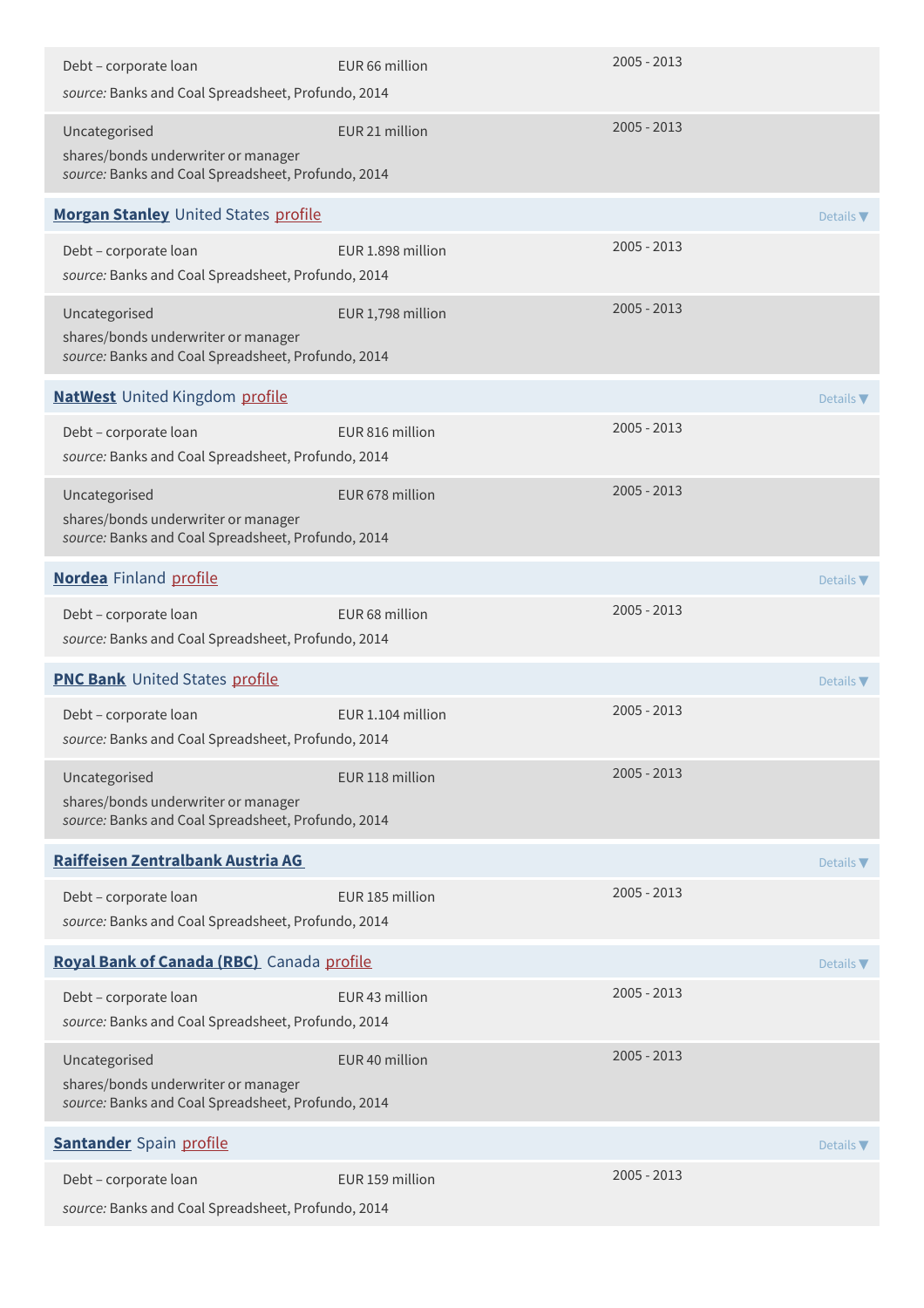Debt – corporate loan EUR 66 million 2005 - 2013

*source:* Banks and Coal Spreadsheet, Profundo, 2014

Uncategorised EUR 21 million 2005 - 2013

shares/bonds underwriter or manager

*source:* Banks and Coal Spreadsheet, Profundo, 2014

**Morgan Stanley** United States profile Details ▼

Debt – corporate loan EUR 1.898 million 2005 - 2013

*source:* Banks and Coal Spreadsheet, Profundo, 2014

Uncategorised EUR 1,798 million 2005 - 2013

shares/bonds underwriter or manager

*source:* Banks and Coal Spreadsheet, Profundo, 2014

**NatWest** United Kingdom profile Details ▼

Debt – corporate loan EUR 816 million 2005 - 2013

*source:* Banks and Coal Spreadsheet, Profundo, 2014

Uncategorised EUR 678 million 2005 - 2013

shares/bonds underwriter or manager

*source:* Banks and Coal Spreadsheet, Profundo, 2014

**Nordea** Finland profile Details ▼

Debt – corporate loan EUR 68 million 2005 - 2013

*source:* Banks and Coal Spreadsheet, Profundo, 2014

**PNC Bank** United States profile Details ▼

Debt – corporate loan EUR 1.104 million 2005 - 2013

*source:* Banks and Coal Spreadsheet, Profundo, 2014

Uncategorised EUR 118 million 2005 - 2013

shares/bonds underwriter or manager

*source:* Banks and Coal Spreadsheet, Profundo, 2014

**Raiffeisen Zentralbank Austria AG** Details ▼

Debt – corporate loan EUR 185 million 2005 - 2013

*source:* Banks and Coal Spreadsheet, Profundo, 2014

**Royal Bank of Canada (RBC)** Canada profile Details ▼

Debt – corporate loan EUR 43 million 2005 - 2013

*source:* Banks and Coal Spreadsheet, Profundo, 2014

Uncategorised EUR 40 million 2005 - 2013

shares/bonds underwriter or manager

*source:* Banks and Coal Spreadsheet, Profundo, 2014

**Santander** Spain profile Details ▼

Debt – corporate loan EUR 159 million 2005 - 2013

*source:* Banks and Coal Spreadsheet, Profundo, 2014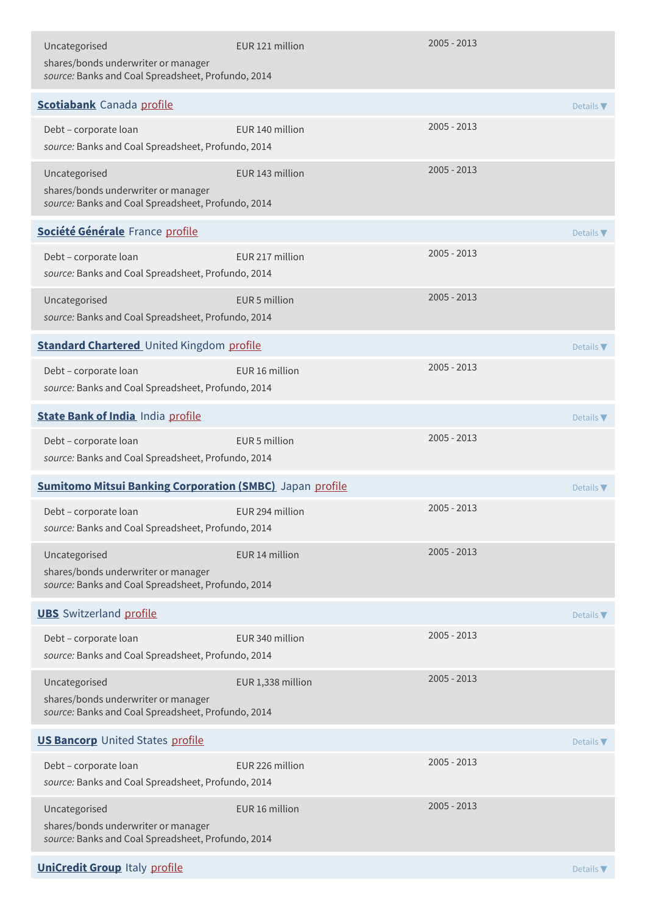Uncategorised — EUR 121 million — 2005 - 2013
shares/bonds underwriter or manager
*source:* Banks and Coal Spreadsheet, Profundo, 2014

**Scotiabank** Canada profile — Details ▼

Debt – corporate loan — EUR 140 million — 2005 - 2013
*source:* Banks and Coal Spreadsheet, Profundo, 2014

Uncategorised — EUR 143 million — 2005 - 2013
shares/bonds underwriter or manager
*source:* Banks and Coal Spreadsheet, Profundo, 2014

**Société Générale** France profile — Details ▼

Debt – corporate loan — EUR 217 million — 2005 - 2013
*source:* Banks and Coal Spreadsheet, Profundo, 2014

Uncategorised — EUR 5 million — 2005 - 2013
*source:* Banks and Coal Spreadsheet, Profundo, 2014

**Standard Chartered** United Kingdom profile — Details ▼

Debt – corporate loan — EUR 16 million — 2005 - 2013
*source:* Banks and Coal Spreadsheet, Profundo, 2014

**State Bank of India** India profile — Details ▼

Debt – corporate loan — EUR 5 million — 2005 - 2013
*source:* Banks and Coal Spreadsheet, Profundo, 2014

**Sumitomo Mitsui Banking Corporation (SMBC)** Japan profile — Details ▼

Debt – corporate loan — EUR 294 million — 2005 - 2013
*source:* Banks and Coal Spreadsheet, Profundo, 2014

Uncategorised — EUR 14 million — 2005 - 2013
shares/bonds underwriter or manager
*source:* Banks and Coal Spreadsheet, Profundo, 2014

**UBS** Switzerland profile — Details ▼

Debt – corporate loan — EUR 340 million — 2005 - 2013
*source:* Banks and Coal Spreadsheet, Profundo, 2014

Uncategorised — EUR 1,338 million — 2005 - 2013
shares/bonds underwriter or manager
*source:* Banks and Coal Spreadsheet, Profundo, 2014

**US Bancorp** United States profile — Details ▼

Debt – corporate loan — EUR 226 million — 2005 - 2013
*source:* Banks and Coal Spreadsheet, Profundo, 2014

Uncategorised — EUR 16 million — 2005 - 2013
shares/bonds underwriter or manager
*source:* Banks and Coal Spreadsheet, Profundo, 2014

**UniCredit Group** Italy profile — Details ▼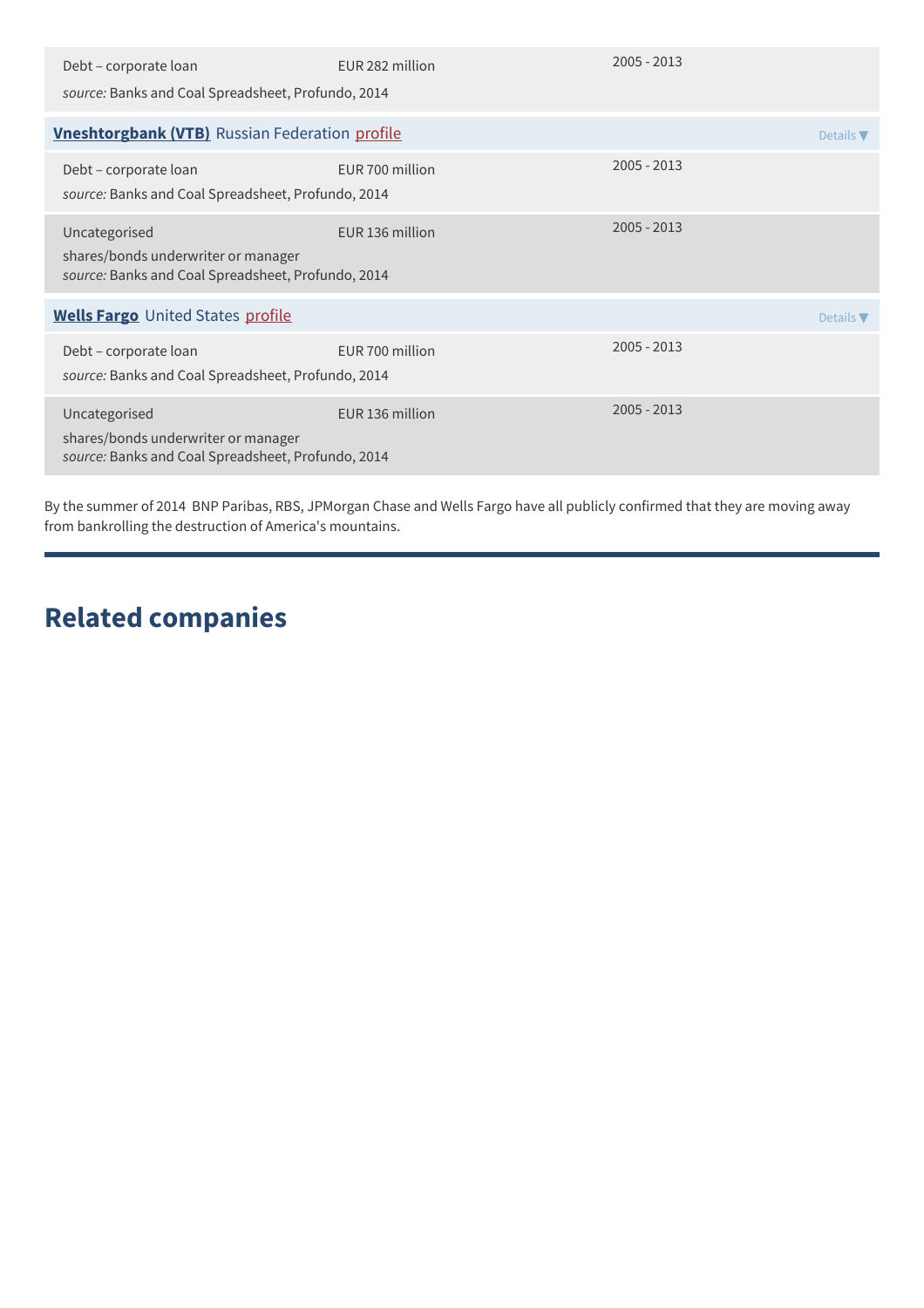| | | |
|---|---|---|
| Debt – corporate loan<br>*source:* Banks and Coal Spreadsheet, Profundo, 2014 | EUR 282 million | 2005 - 2013 |

**Vneshtorgbank (VTB)** Russian Federation profile

Details ▼

| | | |
|---|---|---|
| Debt – corporate loan<br>*source:* Banks and Coal Spreadsheet, Profundo, 2014 | EUR 700 million | 2005 - 2013 |
| Uncategorised<br>shares/bonds underwriter or manager<br>*source:* Banks and Coal Spreadsheet, Profundo, 2014 | EUR 136 million | 2005 - 2013 |

**Wells Fargo** United States profile

Details ▼

| | | |
|---|---|---|
| Debt – corporate loan<br>*source:* Banks and Coal Spreadsheet, Profundo, 2014 | EUR 700 million | 2005 - 2013 |
| Uncategorised<br>shares/bonds underwriter or manager<br>*source:* Banks and Coal Spreadsheet, Profundo, 2014 | EUR 136 million | 2005 - 2013 |

By the summer of 2014 BNP Paribas, RBS, JPMorgan Chase and Wells Fargo have all publicly confirmed that they are moving away from bankrolling the destruction of America's mountains.

## Related companies